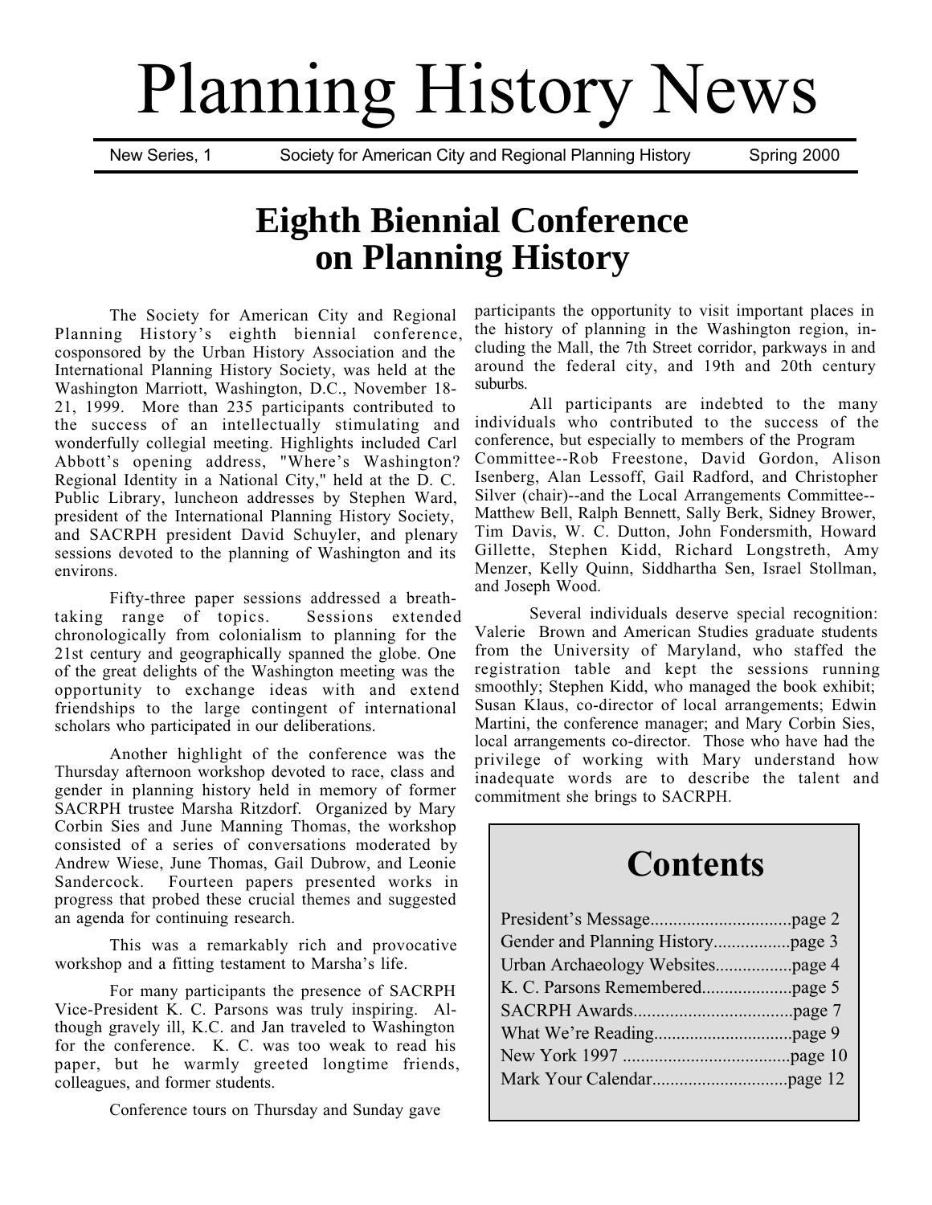# Planning History News

New Series, 1 — Society for American City and Regional Planning History — Spring 2000

## Eighth Biennial Conference on Planning History

The Society for American City and Regional Planning History's eighth biennial conference, cosponsored by the Urban History Association and the International Planning History Society, was held at the Washington Marriott, Washington, D.C., November 18-21, 1999. More than 235 participants contributed to the success of an intellectually stimulating and wonderfully collegial meeting. Highlights included Carl Abbott's opening address, "Where's Washington? Regional Identity in a National City," held at the D. C. Public Library, luncheon addresses by Stephen Ward, president of the International Planning History Society, and SACRPH president David Schuyler, and plenary sessions devoted to the planning of Washington and its environs.

Fifty-three paper sessions addressed a breath-taking range of topics. Sessions extended chronologically from colonialism to planning for the 21st century and geographically spanned the globe. One of the great delights of the Washington meeting was the opportunity to exchange ideas with and extend friendships to the large contingent of international scholars who participated in our deliberations.

Another highlight of the conference was the Thursday afternoon workshop devoted to race, class and gender in planning history held in memory of former SACRPH trustee Marsha Ritzdorf. Organized by Mary Corbin Sies and June Manning Thomas, the workshop consisted of a series of conversations moderated by Andrew Wiese, June Thomas, Gail Dubrow, and Leonie Sandercock. Fourteen papers presented works in progress that probed these crucial themes and suggested an agenda for continuing research.

This was a remarkably rich and provocative workshop and a fitting testament to Marsha's life.

For many participants the presence of SACRPH Vice-President K. C. Parsons was truly inspiring. Although gravely ill, K.C. and Jan traveled to Washington for the conference. K. C. was too weak to read his paper, but he warmly greeted longtime friends, colleagues, and former students.

Conference tours on Thursday and Sunday gave participants the opportunity to visit important places in the history of planning in the Washington region, including the Mall, the 7th Street corridor, parkways in and around the federal city, and 19th and 20th century suburbs.

All participants are indebted to the many individuals who contributed to the success of the conference, but especially to members of the Program Committee--Rob Freestone, David Gordon, Alison Isenberg, Alan Lessoff, Gail Radford, and Christopher Silver (chair)--and the Local Arrangements Committee--Matthew Bell, Ralph Bennett, Sally Berk, Sidney Brower, Tim Davis, W. C. Dutton, John Fondersmith, Howard Gillette, Stephen Kidd, Richard Longstreth, Amy Menzer, Kelly Quinn, Siddhartha Sen, Israel Stollman, and Joseph Wood.

Several individuals deserve special recognition: Valerie Brown and American Studies graduate students from the University of Maryland, who staffed the registration table and kept the sessions running smoothly; Stephen Kidd, who managed the book exhibit; Susan Klaus, co-director of local arrangements; Edwin Martini, the conference manager; and Mary Corbin Sies, local arrangements co-director. Those who have had the privilege of working with Mary understand how inadequate words are to describe the talent and commitment she brings to SACRPH.

## Contents

- President's Message..............................page 2
- Gender and Planning History.................page 3
- Urban Archaeology Websites.................page 4
- K. C. Parsons Remembered...................page 5
- SACRPH Awards..................................page 7
- What We're Reading..............................page 9
- New York 1997 ....................................page 10
- Mark Your Calendar.............................page 12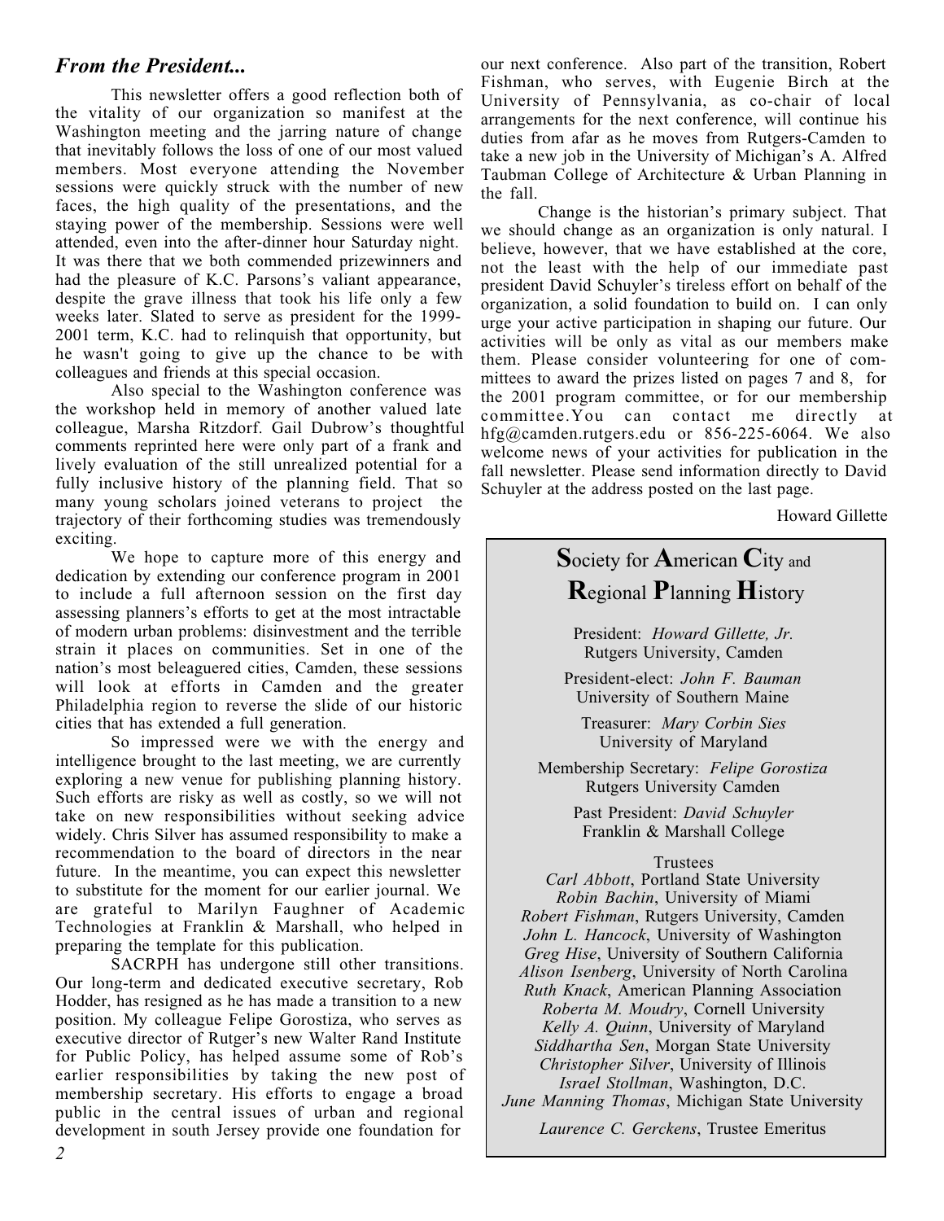## *From the President...*

This newsletter offers a good reflection both of the vitality of our organization so manifest at the Washington meeting and the jarring nature of change that inevitably follows the loss of one of our most valued members. Most everyone attending the November sessions were quickly struck with the number of new faces, the high quality of the presentations, and the staying power of the membership. Sessions were well attended, even into the after-dinner hour Saturday night. It was there that we both commended prizewinners and had the pleasure of K.C. Parsons's valiant appearance, despite the grave illness that took his life only a few weeks later. Slated to serve as president for the 1999-2001 term, K.C. had to relinquish that opportunity, but he wasn't going to give up the chance to be with colleagues and friends at this special occasion.

Also special to the Washington conference was the workshop held in memory of another valued late colleague, Marsha Ritzdorf. Gail Dubrow's thoughtful comments reprinted here were only part of a frank and lively evaluation of the still unrealized potential for a fully inclusive history of the planning field. That so many young scholars joined veterans to project the trajectory of their forthcoming studies was tremendously exciting.

We hope to capture more of this energy and dedication by extending our conference program in 2001 to include a full afternoon session on the first day assessing planners's efforts to get at the most intractable of modern urban problems: disinvestment and the terrible strain it places on communities. Set in one of the nation's most beleaguered cities, Camden, these sessions will look at efforts in Camden and the greater Philadelphia region to reverse the slide of our historic cities that has extended a full generation.

So impressed were we with the energy and intelligence brought to the last meeting, we are currently exploring a new venue for publishing planning history. Such efforts are risky as well as costly, so we will not take on new responsibilities without seeking advice widely. Chris Silver has assumed responsibility to make a recommendation to the board of directors in the near future. In the meantime, you can expect this newsletter to substitute for the moment for our earlier journal. We are grateful to Marilyn Faughner of Academic Technologies at Franklin & Marshall, who helped in preparing the template for this publication.

SACRPH has undergone still other transitions. Our long-term and dedicated executive secretary, Rob Hodder, has resigned as he has made a transition to a new position. My colleague Felipe Gorostiza, who serves as executive director of Rutger's new Walter Rand Institute for Public Policy, has helped assume some of Rob's earlier responsibilities by taking the new post of membership secretary. His efforts to engage a broad public in the central issues of urban and regional development in south Jersey provide one foundation for our next conference. Also part of the transition, Robert Fishman, who serves, with Eugenie Birch at the University of Pennsylvania, as co-chair of local arrangements for the next conference, will continue his duties from afar as he moves from Rutgers-Camden to take a new job in the University of Michigan's A. Alfred Taubman College of Architecture & Urban Planning in the fall.

Change is the historian's primary subject. That we should change as an organization is only natural. I believe, however, that we have established at the core, not the least with the help of our immediate past president David Schuyler's tireless effort on behalf of the organization, a solid foundation to build on. I can only urge your active participation in shaping our future. Our activities will be only as vital as our members make them. Please consider volunteering for one of committees to award the prizes listed on pages 7 and 8, for the 2001 program committee, or for our membership committee. You can contact me directly at hfg@camden.rutgers.edu or 856-225-6064. We also welcome news of your activities for publication in the fall newsletter. Please send information directly to David Schuyler at the address posted on the last page.

Howard Gillette

---

## **S**ociety for **A**merican **C**ity and **R**egional **P**lanning **H**istory

President: *Howard Gillette, Jr.*
Rutgers University, Camden

President-elect: *John F. Bauman*
University of Southern Maine

Treasurer: *Mary Corbin Sies*
University of Maryland

Membership Secretary: *Felipe Gorostiza*
Rutgers University Camden

Past President: *David Schuyler*
Franklin & Marshall College

Trustees

*Carl Abbott*, Portland State University
*Robin Bachin*, University of Miami
*Robert Fishman*, Rutgers University, Camden
*John L. Hancock*, University of Washington
*Greg Hise*, University of Southern California
*Alison Isenberg*, University of North Carolina
*Ruth Knack*, American Planning Association
*Roberta M. Moudry*, Cornell University
*Kelly A. Quinn*, University of Maryland
*Siddhartha Sen*, Morgan State University
*Christopher Silver*, University of Illinois
*Israel Stollman*, Washington, D.C.
*June Manning Thomas*, Michigan State University

*Laurence C. Gerckens*, Trustee Emeritus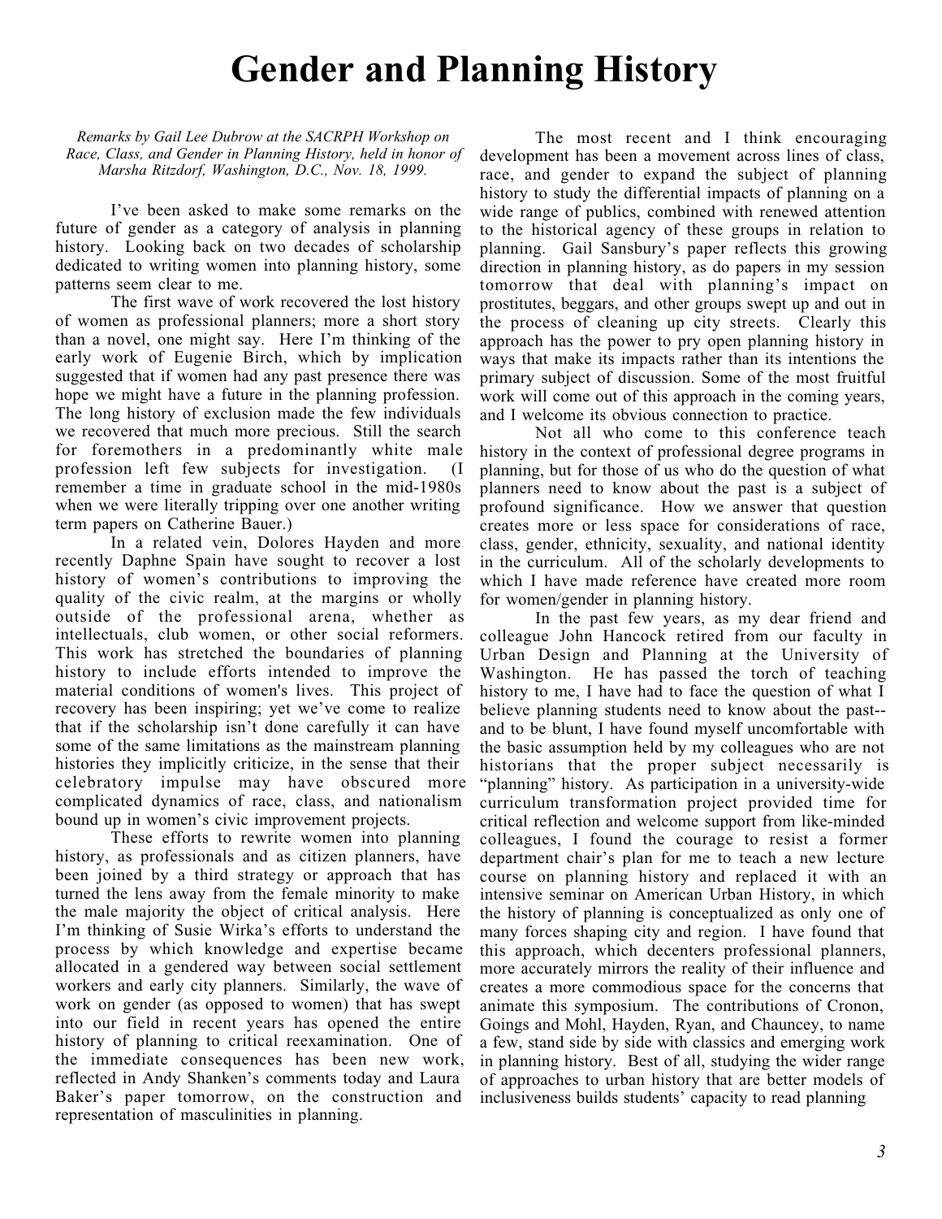# Gender and Planning History

*Remarks by Gail Lee Dubrow at the SACRPH Workshop on Race, Class, and Gender in Planning History, held in honor of Marsha Ritzdorf, Washington, D.C., Nov. 18, 1999.*

I've been asked to make some remarks on the future of gender as a category of analysis in planning history. Looking back on two decades of scholarship dedicated to writing women into planning history, some patterns seem clear to me.

The first wave of work recovered the lost history of women as professional planners; more a short story than a novel, one might say. Here I'm thinking of the early work of Eugenie Birch, which by implication suggested that if women had any past presence there was hope we might have a future in the planning profession. The long history of exclusion made the few individuals we recovered that much more precious. Still the search for foremothers in a predominantly white male profession left few subjects for investigation. (I remember a time in graduate school in the mid-1980s when we were literally tripping over one another writing term papers on Catherine Bauer.)

In a related vein, Dolores Hayden and more recently Daphne Spain have sought to recover a lost history of women's contributions to improving the quality of the civic realm, at the margins or wholly outside of the professional arena, whether as intellectuals, club women, or other social reformers. This work has stretched the boundaries of planning history to include efforts intended to improve the material conditions of women's lives. This project of recovery has been inspiring; yet we've come to realize that if the scholarship isn't done carefully it can have some of the same limitations as the mainstream planning histories they implicitly criticize, in the sense that their celebratory impulse may have obscured more complicated dynamics of race, class, and nationalism bound up in women's civic improvement projects.

These efforts to rewrite women into planning history, as professionals and as citizen planners, have been joined by a third strategy or approach that has turned the lens away from the female minority to make the male majority the object of critical analysis. Here I'm thinking of Susie Wirka's efforts to understand the process by which knowledge and expertise became allocated in a gendered way between social settlement workers and early city planners. Similarly, the wave of work on gender (as opposed to women) that has swept into our field in recent years has opened the entire history of planning to critical reexamination. One of the immediate consequences has been new work, reflected in Andy Shanken's comments today and Laura Baker's paper tomorrow, on the construction and representation of masculinities in planning.

The most recent and I think encouraging development has been a movement across lines of class, race, and gender to expand the subject of planning history to study the differential impacts of planning on a wide range of publics, combined with renewed attention to the historical agency of these groups in relation to planning. Gail Sansbury's paper reflects this growing direction in planning history, as do papers in my session tomorrow that deal with planning's impact on prostitutes, beggars, and other groups swept up and out in the process of cleaning up city streets. Clearly this approach has the power to pry open planning history in ways that make its impacts rather than its intentions the primary subject of discussion. Some of the most fruitful work will come out of this approach in the coming years, and I welcome its obvious connection to practice.

Not all who come to this conference teach history in the context of professional degree programs in planning, but for those of us who do the question of what planners need to know about the past is a subject of profound significance. How we answer that question creates more or less space for considerations of race, class, gender, ethnicity, sexuality, and national identity in the curriculum. All of the scholarly developments to which I have made reference have created more room for women/gender in planning history.

In the past few years, as my dear friend and colleague John Hancock retired from our faculty in Urban Design and Planning at the University of Washington. He has passed the torch of teaching history to me, I have had to face the question of what I believe planning students need to know about the past--and to be blunt, I have found myself uncomfortable with the basic assumption held by my colleagues who are not historians that the proper subject necessarily is "planning" history. As participation in a university-wide curriculum transformation project provided time for critical reflection and welcome support from like-minded colleagues, I found the courage to resist a former department chair's plan for me to teach a new lecture course on planning history and replaced it with an intensive seminar on American Urban History, in which the history of planning is conceptualized as only one of many forces shaping city and region. I have found that this approach, which decenters professional planners, more accurately mirrors the reality of their influence and creates a more commodious space for the concerns that animate this symposium. The contributions of Cronon, Goings and Mohl, Hayden, Ryan, and Chauncey, to name a few, stand side by side with classics and emerging work in planning history. Best of all, studying the wider range of approaches to urban history that are better models of inclusiveness builds students' capacity to read planning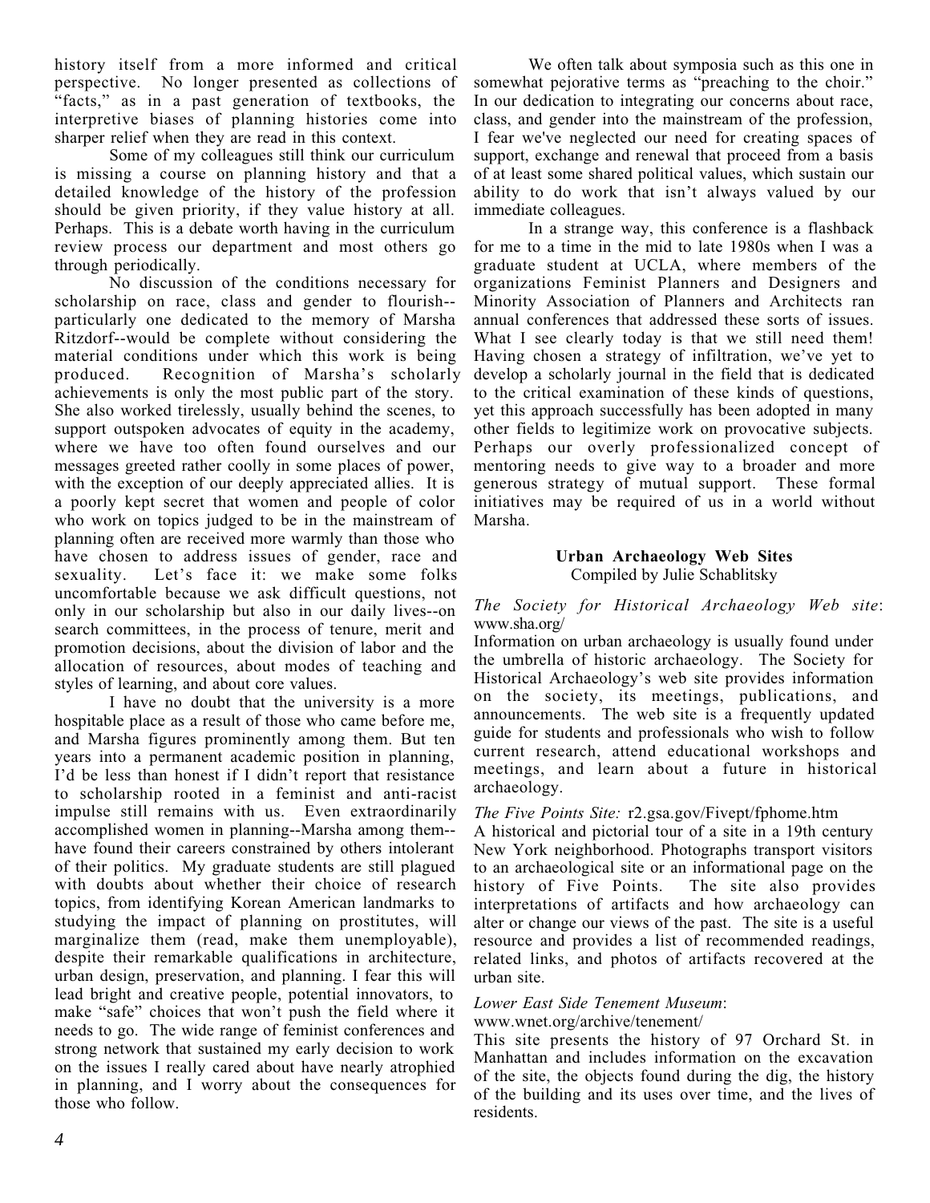history itself from a more informed and critical perspective. No longer presented as collections of "facts," as in a past generation of textbooks, the interpretive biases of planning histories come into sharper relief when they are read in this context.

Some of my colleagues still think our curriculum is missing a course on planning history and that a detailed knowledge of the history of the profession should be given priority, if they value history at all. Perhaps. This is a debate worth having in the curriculum review process our department and most others go through periodically.

No discussion of the conditions necessary for scholarship on race, class and gender to flourish--particularly one dedicated to the memory of Marsha Ritzdorf--would be complete without considering the material conditions under which this work is being produced. Recognition of Marsha's scholarly achievements is only the most public part of the story. She also worked tirelessly, usually behind the scenes, to support outspoken advocates of equity in the academy, where we have too often found ourselves and our messages greeted rather coolly in some places of power, with the exception of our deeply appreciated allies. It is a poorly kept secret that women and people of color who work on topics judged to be in the mainstream of planning often are received more warmly than those who have chosen to address issues of gender, race and sexuality. Let's face it: we make some folks uncomfortable because we ask difficult questions, not only in our scholarship but also in our daily lives--on search committees, in the process of tenure, merit and promotion decisions, about the division of labor and the allocation of resources, about modes of teaching and styles of learning, and about core values.

I have no doubt that the university is a more hospitable place as a result of those who came before me, and Marsha figures prominently among them. But ten years into a permanent academic position in planning, I'd be less than honest if I didn't report that resistance to scholarship rooted in a feminist and anti-racist impulse still remains with us. Even extraordinarily accomplished women in planning--Marsha among them--have found their careers constrained by others intolerant of their politics. My graduate students are still plagued with doubts about whether their choice of research topics, from identifying Korean American landmarks to studying the impact of planning on prostitutes, will marginalize them (read, make them unemployable), despite their remarkable qualifications in architecture, urban design, preservation, and planning. I fear this will lead bright and creative people, potential innovators, to make "safe" choices that won't push the field where it needs to go. The wide range of feminist conferences and strong network that sustained my early decision to work on the issues I really cared about have nearly atrophied in planning, and I worry about the consequences for those who follow.

We often talk about symposia such as this one in somewhat pejorative terms as "preaching to the choir." In our dedication to integrating our concerns about race, class, and gender into the mainstream of the profession, I fear we've neglected our need for creating spaces of support, exchange and renewal that proceed from a basis of at least some shared political values, which sustain our ability to do work that isn't always valued by our immediate colleagues.

In a strange way, this conference is a flashback for me to a time in the mid to late 1980s when I was a graduate student at UCLA, where members of the organizations Feminist Planners and Designers and Minority Association of Planners and Architects ran annual conferences that addressed these sorts of issues. What I see clearly today is that we still need them! Having chosen a strategy of infiltration, we've yet to develop a scholarly journal in the field that is dedicated to the critical examination of these kinds of questions, yet this approach successfully has been adopted in many other fields to legitimize work on provocative subjects. Perhaps our overly professionalized concept of mentoring needs to give way to a broader and more generous strategy of mutual support. These formal initiatives may be required of us in a world without Marsha.

### Urban Archaeology Web Sites

Compiled by Julie Schablitsky

*The Society for Historical Archaeology Web site*: www.sha.org/

Information on urban archaeology is usually found under the umbrella of historic archaeology. The Society for Historical Archaeology's web site provides information on the society, its meetings, publications, and announcements. The web site is a frequently updated guide for students and professionals who wish to follow current research, attend educational workshops and meetings, and learn about a future in historical archaeology.

*The Five Points Site:* r2.gsa.gov/Fivept/fphome.htm

A historical and pictorial tour of a site in a 19th century New York neighborhood. Photographs transport visitors to an archaeological site or an informational page on the history of Five Points. The site also provides interpretations of artifacts and how archaeology can alter or change our views of the past. The site is a useful resource and provides a list of recommended readings, related links, and photos of artifacts recovered at the urban site.

*Lower East Side Tenement Museum*: www.wnet.org/archive/tenement/

This site presents the history of 97 Orchard St. in Manhattan and includes information on the excavation of the site, the objects found during the dig, the history of the building and its uses over time, and the lives of residents.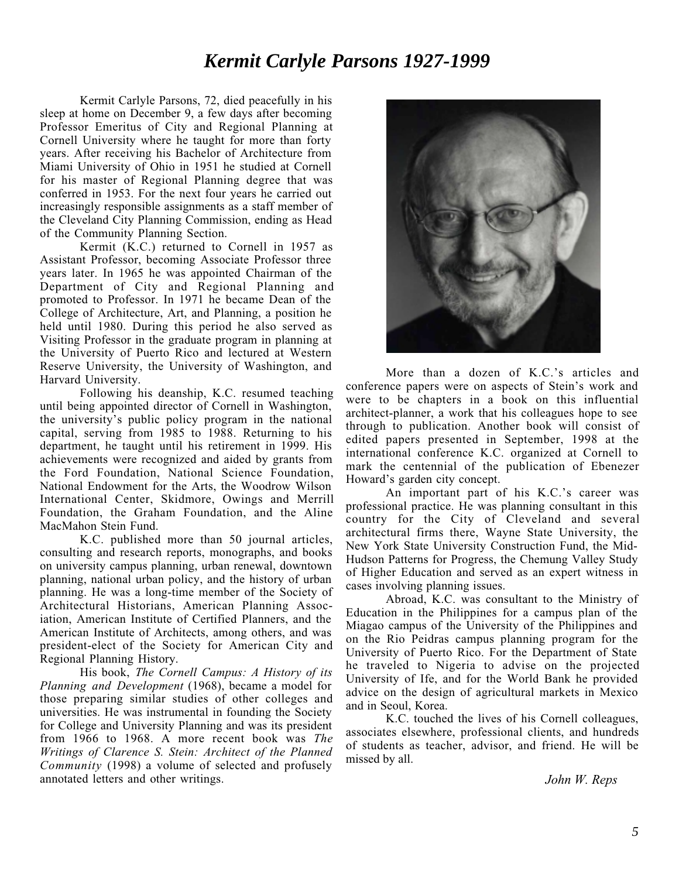# *Kermit Carlyle Parsons 1927-1999*

Kermit Carlyle Parsons, 72, died peacefully in his sleep at home on December 9, a few days after becoming Professor Emeritus of City and Regional Planning at Cornell University where he taught for more than forty years. After receiving his Bachelor of Architecture from Miami University of Ohio in 1951 he studied at Cornell for his master of Regional Planning degree that was conferred in 1953. For the next four years he carried out increasingly responsible assignments as a staff member of the Cleveland City Planning Commission, ending as Head of the Community Planning Section.

Kermit (K.C.) returned to Cornell in 1957 as Assistant Professor, becoming Associate Professor three years later. In 1965 he was appointed Chairman of the Department of City and Regional Planning and promoted to Professor. In 1971 he became Dean of the College of Architecture, Art, and Planning, a position he held until 1980. During this period he also served as Visiting Professor in the graduate program in planning at the University of Puerto Rico and lectured at Western Reserve University, the University of Washington, and Harvard University.

Following his deanship, K.C. resumed teaching until being appointed director of Cornell in Washington, the university's public policy program in the national capital, serving from 1985 to 1988. Returning to his department, he taught until his retirement in 1999. His achievements were recognized and aided by grants from the Ford Foundation, National Science Foundation, National Endowment for the Arts, the Woodrow Wilson International Center, Skidmore, Owings and Merrill Foundation, the Graham Foundation, and the Aline MacMahon Stein Fund.

K.C. published more than 50 journal articles, consulting and research reports, monographs, and books on university campus planning, urban renewal, downtown planning, national urban policy, and the history of urban planning. He was a long-time member of the Society of Architectural Historians, American Planning Association, American Institute of Certified Planners, and the American Institute of Architects, among others, and was president-elect of the Society for American City and Regional Planning History.

His book, *The Cornell Campus: A History of its Planning and Development* (1968), became a model for those preparing similar studies of other colleges and universities. He was instrumental in founding the Society for College and University Planning and was its president from 1966 to 1968. A more recent book was *The Writings of Clarence S. Stein: Architect of the Planned Community* (1998) a volume of selected and profusely annotated letters and other writings.

More than a dozen of K.C.'s articles and conference papers were on aspects of Stein's work and were to be chapters in a book on this influential architect-planner, a work that his colleagues hope to see through to publication. Another book will consist of edited papers presented in September, 1998 at the international conference K.C. organized at Cornell to mark the centennial of the publication of Ebenezer Howard's garden city concept.

An important part of his K.C.'s career was professional practice. He was planning consultant in this country for the City of Cleveland and several architectural firms there, Wayne State University, the New York State University Construction Fund, the Mid-Hudson Patterns for Progress, the Chemung Valley Study of Higher Education and served as an expert witness in cases involving planning issues.

Abroad, K.C. was consultant to the Ministry of Education in the Philippines for a campus plan of the Miagao campus of the University of the Philippines and on the Rio Peidras campus planning program for the University of Puerto Rico. For the Department of State he traveled to Nigeria to advise on the projected University of Ife, and for the World Bank he provided advice on the design of agricultural markets in Mexico and in Seoul, Korea.

K.C. touched the lives of his Cornell colleagues, associates elsewhere, professional clients, and hundreds of students as teacher, advisor, and friend. He will be missed by all.

*John W. Reps*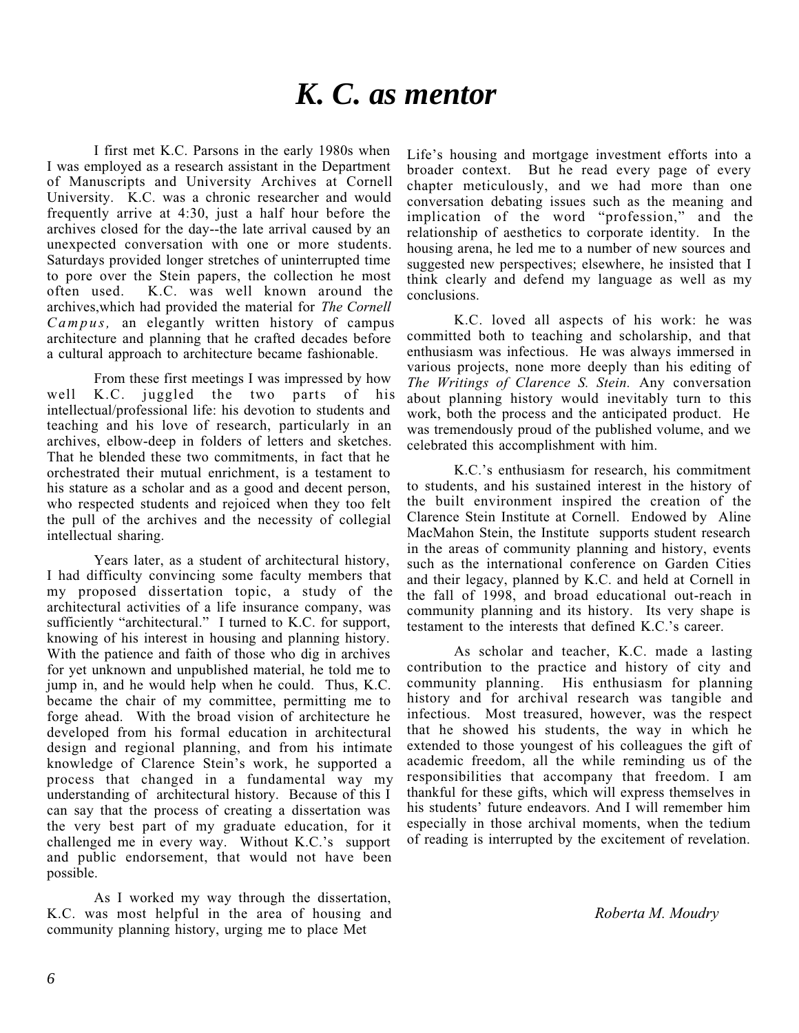# *K. C. as mentor*

I first met K.C. Parsons in the early 1980s when I was employed as a research assistant in the Department of Manuscripts and University Archives at Cornell University. K.C. was a chronic researcher and would frequently arrive at 4:30, just a half hour before the archives closed for the day--the late arrival caused by an unexpected conversation with one or more students. Saturdays provided longer stretches of uninterrupted time to pore over the Stein papers, the collection he most often used. K.C. was well known around the archives,which had provided the material for *The Cornell Campus,* an elegantly written history of campus architecture and planning that he crafted decades before a cultural approach to architecture became fashionable.

From these first meetings I was impressed by how well K.C. juggled the two parts of his intellectual/professional life: his devotion to students and teaching and his love of research, particularly in an archives, elbow-deep in folders of letters and sketches. That he blended these two commitments, in fact that he orchestrated their mutual enrichment, is a testament to his stature as a scholar and as a good and decent person, who respected students and rejoiced when they too felt the pull of the archives and the necessity of collegial intellectual sharing.

Years later, as a student of architectural history, I had difficulty convincing some faculty members that my proposed dissertation topic, a study of the architectural activities of a life insurance company, was sufficiently "architectural." I turned to K.C. for support, knowing of his interest in housing and planning history. With the patience and faith of those who dig in archives for yet unknown and unpublished material, he told me to jump in, and he would help when he could. Thus, K.C. became the chair of my committee, permitting me to forge ahead. With the broad vision of architecture he developed from his formal education in architectural design and regional planning, and from his intimate knowledge of Clarence Stein's work, he supported a process that changed in a fundamental way my understanding of architectural history. Because of this I can say that the process of creating a dissertation was the very best part of my graduate education, for it challenged me in every way. Without K.C.'s support and public endorsement, that would not have been possible.

As I worked my way through the dissertation, K.C. was most helpful in the area of housing and community planning history, urging me to place Met Life's housing and mortgage investment efforts into a broader context. But he read every page of every chapter meticulously, and we had more than one conversation debating issues such as the meaning and implication of the word "profession," and the relationship of aesthetics to corporate identity. In the housing arena, he led me to a number of new sources and suggested new perspectives; elsewhere, he insisted that I think clearly and defend my language as well as my conclusions.

K.C. loved all aspects of his work: he was committed both to teaching and scholarship, and that enthusiasm was infectious. He was always immersed in various projects, none more deeply than his editing of *The Writings of Clarence S. Stein.* Any conversation about planning history would inevitably turn to this work, both the process and the anticipated product. He was tremendously proud of the published volume, and we celebrated this accomplishment with him.

K.C.'s enthusiasm for research, his commitment to students, and his sustained interest in the history of the built environment inspired the creation of the Clarence Stein Institute at Cornell. Endowed by Aline MacMahon Stein, the Institute supports student research in the areas of community planning and history, events such as the international conference on Garden Cities and their legacy, planned by K.C. and held at Cornell in the fall of 1998, and broad educational out-reach in community planning and its history. Its very shape is testament to the interests that defined K.C.'s career.

As scholar and teacher, K.C. made a lasting contribution to the practice and history of city and community planning. His enthusiasm for planning history and for archival research was tangible and infectious. Most treasured, however, was the respect that he showed his students, the way in which he extended to those youngest of his colleagues the gift of academic freedom, all the while reminding us of the responsibilities that accompany that freedom. I am thankful for these gifts, which will express themselves in his students' future endeavors. And I will remember him especially in those archival moments, when the tedium of reading is interrupted by the excitement of revelation.

*Roberta M. Moudry*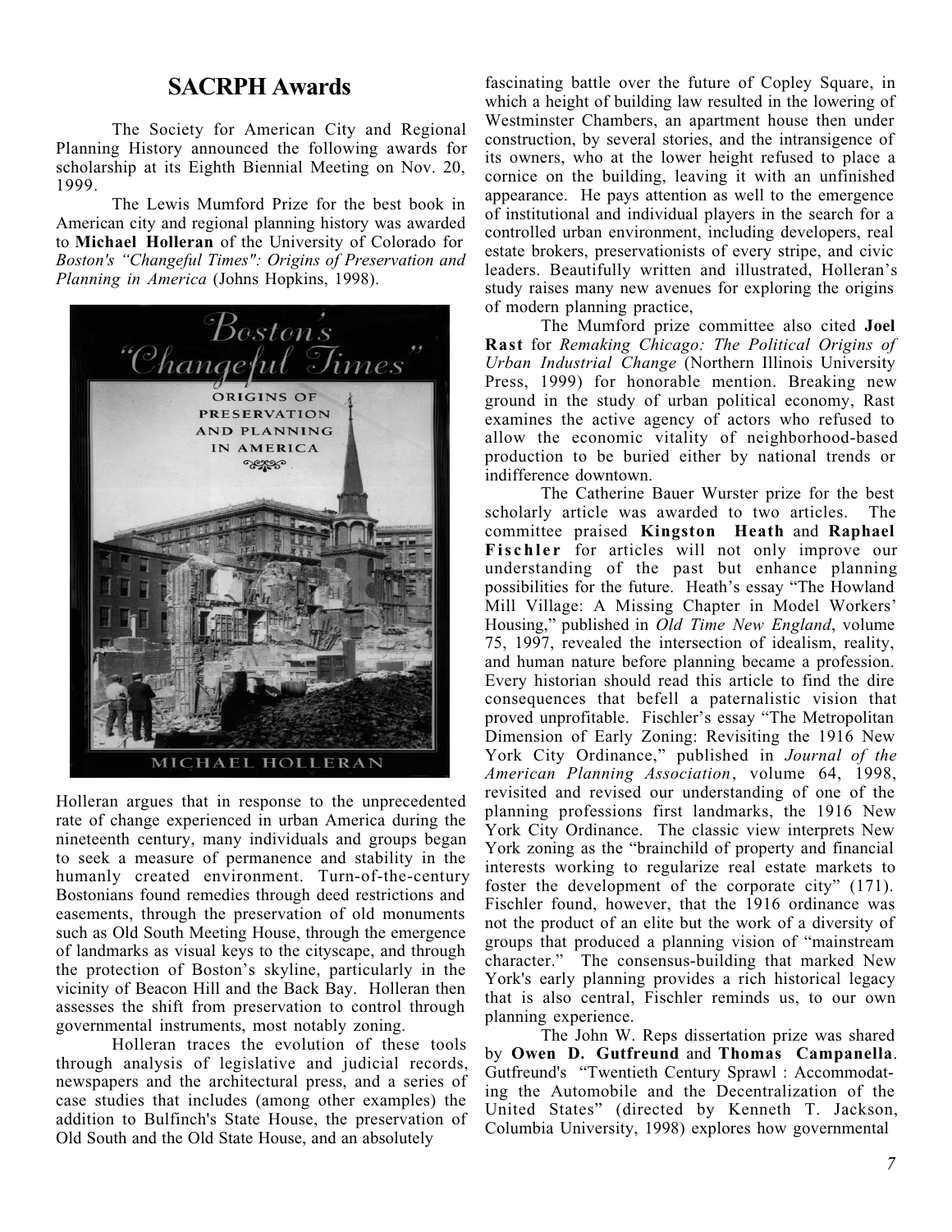## SACRPH Awards

The Society for American City and Regional Planning History announced the following awards for scholarship at its Eighth Biennial Meeting on Nov. 20, 1999.

The Lewis Mumford Prize for the best book in American city and regional planning history was awarded to **Michael Holleran** of the University of Colorado for *Boston's "Changeful Times": Origins of Preservation and Planning in America* (Johns Hopkins, 1998).

Holleran argues that in response to the unprecedented rate of change experienced in urban America during the nineteenth century, many individuals and groups began to seek a measure of permanence and stability in the humanly created environment. Turn-of-the-century Bostonians found remedies through deed restrictions and easements, through the preservation of old monuments such as Old South Meeting House, through the emergence of landmarks as visual keys to the cityscape, and through the protection of Boston's skyline, particularly in the vicinity of Beacon Hill and the Back Bay. Holleran then assesses the shift from preservation to control through governmental instruments, most notably zoning.

Holleran traces the evolution of these tools through analysis of legislative and judicial records, newspapers and the architectural press, and a series of case studies that includes (among other examples) the addition to Bulfinch's State House, the preservation of Old South and the Old State House, and an absolutely fascinating battle over the future of Copley Square, in which a height of building law resulted in the lowering of Westminster Chambers, an apartment house then under construction, by several stories, and the intransigence of its owners, who at the lower height refused to place a cornice on the building, leaving it with an unfinished appearance. He pays attention as well to the emergence of institutional and individual players in the search for a controlled urban environment, including developers, real estate brokers, preservationists of every stripe, and civic leaders. Beautifully written and illustrated, Holleran's study raises many new avenues for exploring the origins of modern planning practice,

The Mumford prize committee also cited **Joel Rast** for *Remaking Chicago: The Political Origins of Urban Industrial Change* (Northern Illinois University Press, 1999) for honorable mention. Breaking new ground in the study of urban political economy, Rast examines the active agency of actors who refused to allow the economic vitality of neighborhood-based production to be buried either by national trends or indifference downtown.

The Catherine Bauer Wurster prize for the best scholarly article was awarded to two articles. The committee praised **Kingston Heath** and **Raphael Fischler** for articles will not only improve our understanding of the past but enhance planning possibilities for the future. Heath's essay "The Howland Mill Village: A Missing Chapter in Model Workers' Housing," published in *Old Time New England*, volume 75, 1997, revealed the intersection of idealism, reality, and human nature before planning became a profession. Every historian should read this article to find the dire consequences that befell a paternalistic vision that proved unprofitable. Fischler's essay "The Metropolitan Dimension of Early Zoning: Revisiting the 1916 New York City Ordinance," published in *Journal of the American Planning Association*, volume 64, 1998, revisited and revised our understanding of one of the planning professions first landmarks, the 1916 New York City Ordinance. The classic view interprets New York zoning as the "brainchild of property and financial interests working to regularize real estate markets to foster the development of the corporate city" (171). Fischler found, however, that the 1916 ordinance was not the product of an elite but the work of a diversity of groups that produced a planning vision of "mainstream character." The consensus-building that marked New York's early planning provides a rich historical legacy that is also central, Fischler reminds us, to our own planning experience.

The John W. Reps dissertation prize was shared by **Owen D. Gutfreund** and **Thomas Campanella**. Gutfreund's "Twentieth Century Sprawl : Accommodating the Automobile and the Decentralization of the United States" (directed by Kenneth T. Jackson, Columbia University, 1998) explores how governmental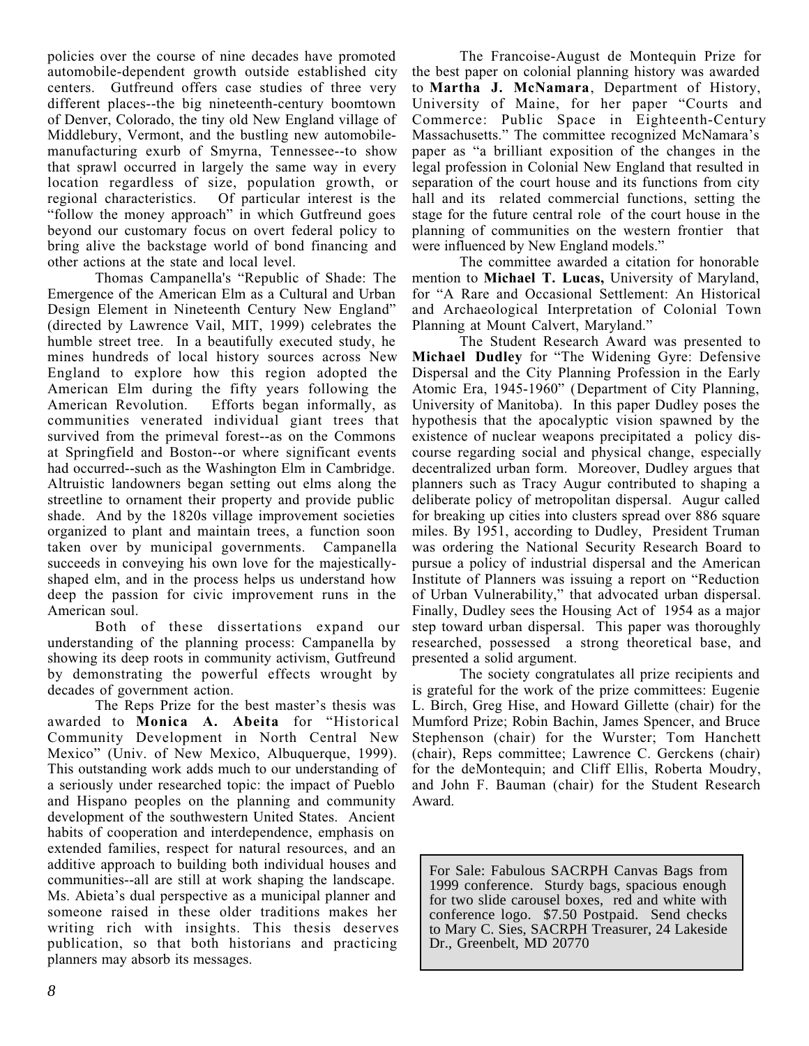policies over the course of nine decades have promoted automobile-dependent growth outside established city centers. Gutfreund offers case studies of three very different places--the big nineteenth-century boomtown of Denver, Colorado, the tiny old New England village of Middlebury, Vermont, and the bustling new automobile-manufacturing exurb of Smyrna, Tennessee--to show that sprawl occurred in largely the same way in every location regardless of size, population growth, or regional characteristics. Of particular interest is the "follow the money approach" in which Gutfreund goes beyond our customary focus on overt federal policy to bring alive the backstage world of bond financing and other actions at the state and local level.

Thomas Campanella's "Republic of Shade: The Emergence of the American Elm as a Cultural and Urban Design Element in Nineteenth Century New England" (directed by Lawrence Vail, MIT, 1999) celebrates the humble street tree. In a beautifully executed study, he mines hundreds of local history sources across New England to explore how this region adopted the American Elm during the fifty years following the American Revolution. Efforts began informally, as communities venerated individual giant trees that survived from the primeval forest--as on the Commons at Springfield and Boston--or where significant events had occurred--such as the Washington Elm in Cambridge. Altruistic landowners began setting out elms along the streetline to ornament their property and provide public shade. And by the 1820s village improvement societies organized to plant and maintain trees, a function soon taken over by municipal governments. Campanella succeeds in conveying his own love for the majestically-shaped elm, and in the process helps us understand how deep the passion for civic improvement runs in the American soul.

Both of these dissertations expand our understanding of the planning process: Campanella by showing its deep roots in community activism, Gutfreund by demonstrating the powerful effects wrought by decades of government action.

The Reps Prize for the best master's thesis was awarded to **Monica A. Abeita** for "Historical Community Development in North Central New Mexico" (Univ. of New Mexico, Albuquerque, 1999). This outstanding work adds much to our understanding of a seriously under researched topic: the impact of Pueblo and Hispano peoples on the planning and community development of the southwestern United States. Ancient habits of cooperation and interdependence, emphasis on extended families, respect for natural resources, and an additive approach to building both individual houses and communities--all are still at work shaping the landscape. Ms. Abieta's dual perspective as a municipal planner and someone raised in these older traditions makes her writing rich with insights. This thesis deserves publication, so that both historians and practicing planners may absorb its messages.

The Francoise-August de Montequin Prize for the best paper on colonial planning history was awarded to **Martha J. McNamara**, Department of History, University of Maine, for her paper "Courts and Commerce: Public Space in Eighteenth-Century Massachusetts." The committee recognized McNamara's paper as "a brilliant exposition of the changes in the legal profession in Colonial New England that resulted in separation of the court house and its functions from city hall and its related commercial functions, setting the stage for the future central role of the court house in the planning of communities on the western frontier that were influenced by New England models."

The committee awarded a citation for honorable mention to **Michael T. Lucas,** University of Maryland, for "A Rare and Occasional Settlement: An Historical and Archaeological Interpretation of Colonial Town Planning at Mount Calvert, Maryland."

The Student Research Award was presented to **Michael Dudley** for "The Widening Gyre: Defensive Dispersal and the City Planning Profession in the Early Atomic Era, 1945-1960" (Department of City Planning, University of Manitoba). In this paper Dudley poses the hypothesis that the apocalyptic vision spawned by the existence of nuclear weapons precipitated a policy discourse regarding social and physical change, especially decentralized urban form. Moreover, Dudley argues that planners such as Tracy Augur contributed to shaping a deliberate policy of metropolitan dispersal. Augur called for breaking up cities into clusters spread over 886 square miles. By 1951, according to Dudley, President Truman was ordering the National Security Research Board to pursue a policy of industrial dispersal and the American Institute of Planners was issuing a report on "Reduction of Urban Vulnerability," that advocated urban dispersal. Finally, Dudley sees the Housing Act of 1954 as a major step toward urban dispersal. This paper was thoroughly researched, possessed a strong theoretical base, and presented a solid argument.

The society congratulates all prize recipients and is grateful for the work of the prize committees: Eugenie L. Birch, Greg Hise, and Howard Gillette (chair) for the Mumford Prize; Robin Bachin, James Spencer, and Bruce Stephenson (chair) for the Wurster; Tom Hanchett (chair), Reps committee; Lawrence C. Gerckens (chair) for the deMontequin; and Cliff Ellis, Roberta Moudry, and John F. Bauman (chair) for the Student Research Award.

For Sale: Fabulous SACRPH Canvas Bags from 1999 conference. Sturdy bags, spacious enough for two slide carousel boxes, red and white with conference logo. $7.50 Postpaid. Send checks to Mary C. Sies, SACRPH Treasurer, 24 Lakeside Dr., Greenbelt, MD 20770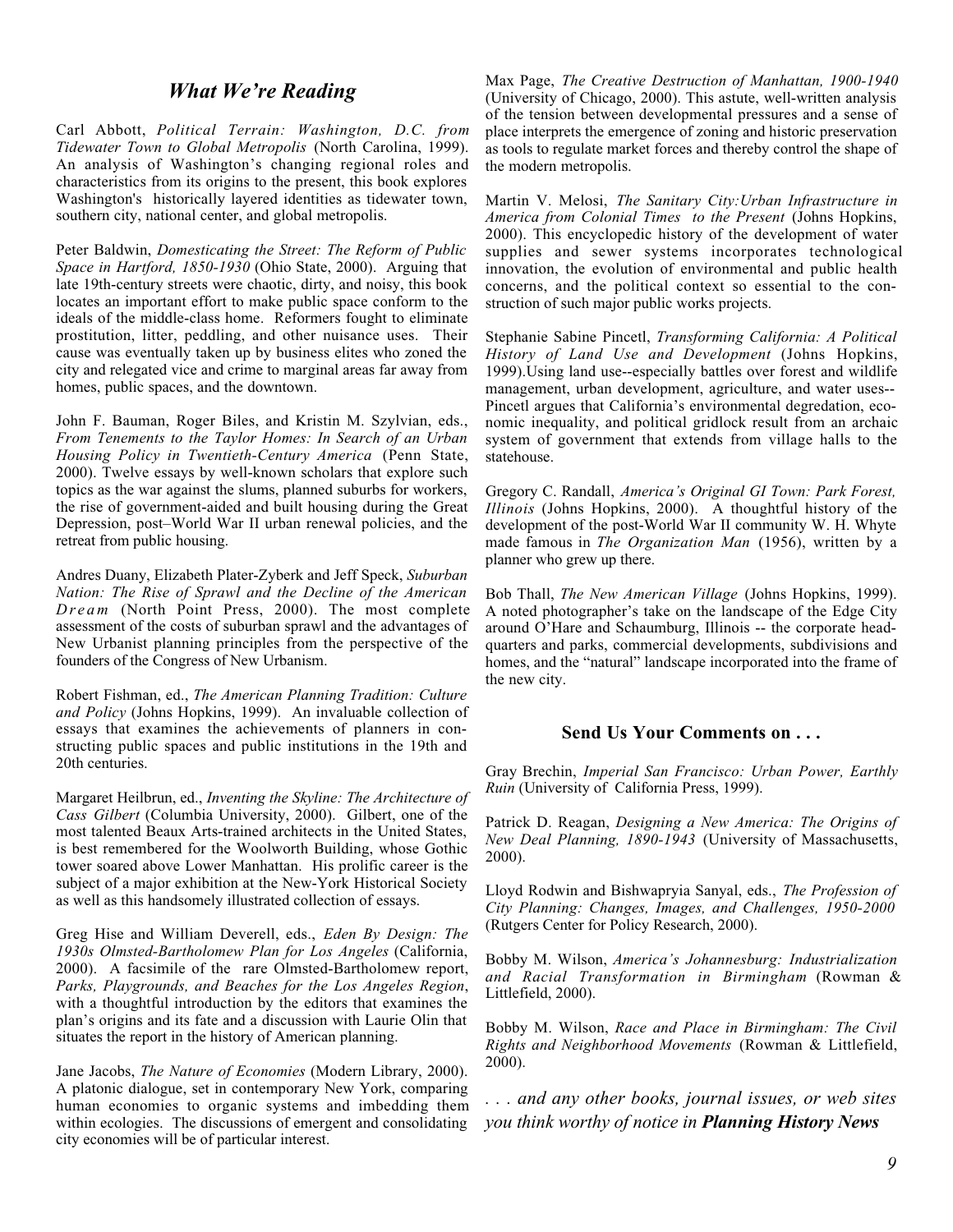## *What We're Reading*

Carl Abbott, *Political Terrain: Washington, D.C. from Tidewater Town to Global Metropolis* (North Carolina, 1999). An analysis of Washington's changing regional roles and characteristics from its origins to the present, this book explores Washington's historically layered identities as tidewater town, southern city, national center, and global metropolis.

Peter Baldwin, *Domesticating the Street: The Reform of Public Space in Hartford, 1850-1930* (Ohio State, 2000). Arguing that late 19th-century streets were chaotic, dirty, and noisy, this book locates an important effort to make public space conform to the ideals of the middle-class home. Reformers fought to eliminate prostitution, litter, peddling, and other nuisance uses. Their cause was eventually taken up by business elites who zoned the city and relegated vice and crime to marginal areas far away from homes, public spaces, and the downtown.

John F. Bauman, Roger Biles, and Kristin M. Szylvian, eds., *From Tenements to the Taylor Homes: In Search of an Urban Housing Policy in Twentieth-Century America* (Penn State, 2000). Twelve essays by well-known scholars that explore such topics as the war against the slums, planned suburbs for workers, the rise of government-aided and built housing during the Great Depression, post–World War II urban renewal policies, and the retreat from public housing.

Andres Duany, Elizabeth Plater-Zyberk and Jeff Speck, *Suburban Nation: The Rise of Sprawl and the Decline of the American Dream* (North Point Press, 2000). The most complete assessment of the costs of suburban sprawl and the advantages of New Urbanist planning principles from the perspective of the founders of the Congress of New Urbanism.

Robert Fishman, ed., *The American Planning Tradition: Culture and Policy* (Johns Hopkins, 1999). An invaluable collection of essays that examines the achievements of planners in constructing public spaces and public institutions in the 19th and 20th centuries.

Margaret Heilbrun, ed., *Inventing the Skyline: The Architecture of Cass Gilbert* (Columbia University, 2000). Gilbert, one of the most talented Beaux Arts-trained architects in the United States, is best remembered for the Woolworth Building, whose Gothic tower soared above Lower Manhattan. His prolific career is the subject of a major exhibition at the New-York Historical Society as well as this handsomely illustrated collection of essays.

Greg Hise and William Deverell, eds., *Eden By Design: The 1930s Olmsted-Bartholomew Plan for Los Angeles* (California, 2000). A facsimile of the rare Olmsted-Bartholomew report, *Parks, Playgrounds, and Beaches for the Los Angeles Region*, with a thoughtful introduction by the editors that examines the plan's origins and its fate and a discussion with Laurie Olin that situates the report in the history of American planning.

Jane Jacobs, *The Nature of Economies* (Modern Library, 2000). A platonic dialogue, set in contemporary New York, comparing human economies to organic systems and imbedding them within ecologies. The discussions of emergent and consolidating city economies will be of particular interest.

Max Page, *The Creative Destruction of Manhattan, 1900-1940* (University of Chicago, 2000). This astute, well-written analysis of the tension between developmental pressures and a sense of place interprets the emergence of zoning and historic preservation as tools to regulate market forces and thereby control the shape of the modern metropolis.

Martin V. Melosi, *The Sanitary City:Urban Infrastructure in America from Colonial Times to the Present* (Johns Hopkins, 2000). This encyclopedic history of the development of water supplies and sewer systems incorporates technological innovation, the evolution of environmental and public health concerns, and the political context so essential to the construction of such major public works projects.

Stephanie Sabine Pincetl, *Transforming California: A Political History of Land Use and Development* (Johns Hopkins, 1999).Using land use--especially battles over forest and wildlife management, urban development, agriculture, and water uses--Pincetl argues that California's environmental degredation, economic inequality, and political gridlock result from an archaic system of government that extends from village halls to the statehouse.

Gregory C. Randall, *America's Original GI Town: Park Forest, Illinois* (Johns Hopkins, 2000). A thoughtful history of the development of the post-World War II community W. H. Whyte made famous in *The Organization Man* (1956), written by a planner who grew up there.

Bob Thall, *The New American Village* (Johns Hopkins, 1999). A noted photographer's take on the landscape of the Edge City around O'Hare and Schaumburg, Illinois -- the corporate headquarters and parks, commercial developments, subdivisions and homes, and the "natural" landscape incorporated into the frame of the new city.

### Send Us Your Comments on . . .

Gray Brechin, *Imperial San Francisco: Urban Power, Earthly Ruin* (University of California Press, 1999).

Patrick D. Reagan, *Designing a New America: The Origins of New Deal Planning, 1890-1943* (University of Massachusetts, 2000).

Lloyd Rodwin and Bishwapryia Sanyal, eds., *The Profession of City Planning: Changes, Images, and Challenges, 1950-2000* (Rutgers Center for Policy Research, 2000).

Bobby M. Wilson, *America's Johannesburg: Industrialization and Racial Transformation in Birmingham* (Rowman & Littlefield, 2000).

Bobby M. Wilson, *Race and Place in Birmingham: The Civil Rights and Neighborhood Movements* (Rowman & Littlefield, 2000).

*. . . and any other books, journal issues, or web sites you think worthy of notice in* ***Planning History News***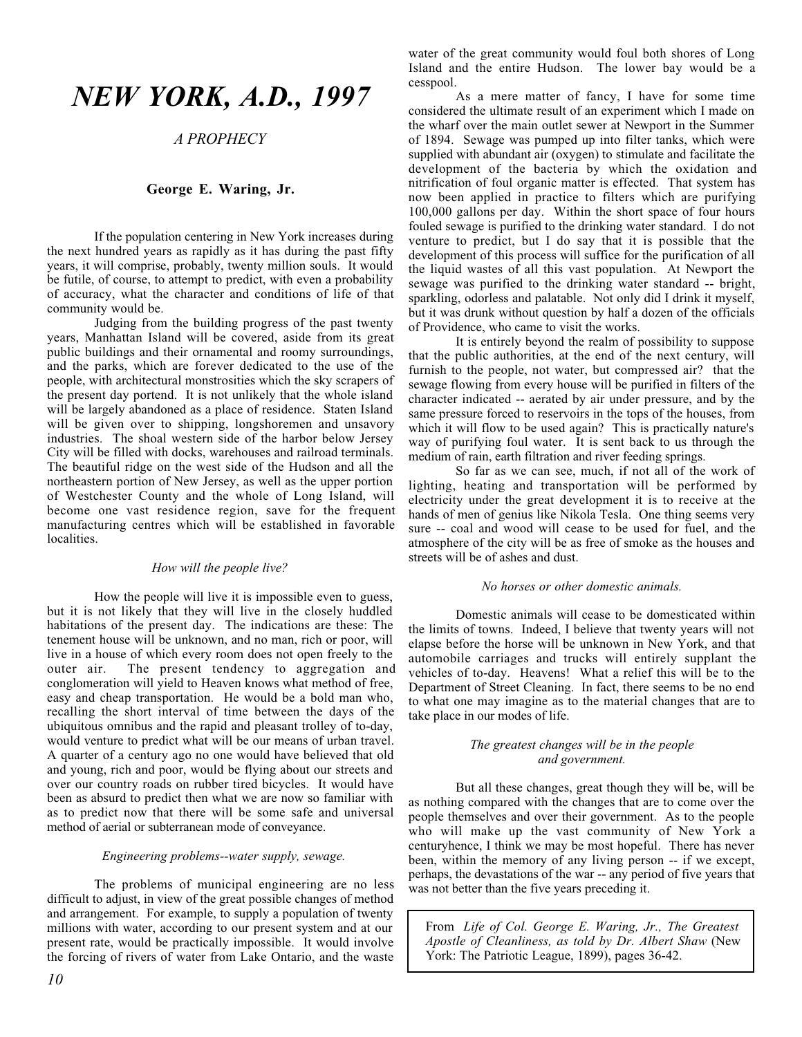# *NEW YORK, A.D., 1997*

*A PROPHECY*

**George E. Waring, Jr.**

If the population centering in New York increases during the next hundred years as rapidly as it has during the past fifty years, it will comprise, probably, twenty million souls. It would be futile, of course, to attempt to predict, with even a probability of accuracy, what the character and conditions of life of that community would be.

Judging from the building progress of the past twenty years, Manhattan Island will be covered, aside from its great public buildings and their ornamental and roomy surroundings, and the parks, which are forever dedicated to the use of the people, with architectural monstrosities which the sky scrapers of the present day portend. It is not unlikely that the whole island will be largely abandoned as a place of residence. Staten Island will be given over to shipping, longshoremen and unsavory industries. The shoal western side of the harbor below Jersey City will be filled with docks, warehouses and railroad terminals. The beautiful ridge on the west side of the Hudson and all the northeastern portion of New Jersey, as well as the upper portion of Westchester County and the whole of Long Island, will become one vast residence region, save for the frequent manufacturing centres which will be established in favorable localities.

*How will the people live?*

How the people will live it is impossible even to guess, but it is not likely that they will live in the closely huddled habitations of the present day. The indications are these: The tenement house will be unknown, and no man, rich or poor, will live in a house of which every room does not open freely to the outer air. The present tendency to aggregation and conglomeration will yield to Heaven knows what method of free, easy and cheap transportation. He would be a bold man who, recalling the short interval of time between the days of the ubiquitous omnibus and the rapid and pleasant trolley of to-day, would venture to predict what will be our means of urban travel. A quarter of a century ago no one would have believed that old and young, rich and poor, would be flying about our streets and over our country roads on rubber tired bicycles. It would have been as absurd to predict then what we are now so familiar with as to predict now that there will be some safe and universal method of aerial or subterranean mode of conveyance.

*Engineering problems--water supply, sewage.*

The problems of municipal engineering are no less difficult to adjust, in view of the great possible changes of method and arrangement. For example, to supply a population of twenty millions with water, according to our present system and at our present rate, would be practically impossible. It would involve the forcing of rivers of water from Lake Ontario, and the waste water of the great community would foul both shores of Long Island and the entire Hudson. The lower bay would be a cesspool.

As a mere matter of fancy, I have for some time considered the ultimate result of an experiment which I made on the wharf over the main outlet sewer at Newport in the Summer of 1894. Sewage was pumped up into filter tanks, which were supplied with abundant air (oxygen) to stimulate and facilitate the development of the bacteria by which the oxidation and nitrification of foul organic matter is effected. That system has now been applied in practice to filters which are purifying 100,000 gallons per day. Within the short space of four hours fouled sewage is purified to the drinking water standard. I do not venture to predict, but I do say that it is possible that the development of this process will suffice for the purification of all the liquid wastes of all this vast population. At Newport the sewage was purified to the drinking water standard -- bright, sparkling, odorless and palatable. Not only did I drink it myself, but it was drunk without question by half a dozen of the officials of Providence, who came to visit the works.

It is entirely beyond the realm of possibility to suppose that the public authorities, at the end of the next century, will furnish to the people, not water, but compressed air? that the sewage flowing from every house will be purified in filters of the character indicated -- aerated by air under pressure, and by the same pressure forced to reservoirs in the tops of the houses, from which it will flow to be used again? This is practically nature's way of purifying foul water. It is sent back to us through the medium of rain, earth filtration and river feeding springs.

So far as we can see, much, if not all of the work of lighting, heating and transportation will be performed by electricity under the great development it is to receive at the hands of men of genius like Nikola Tesla. One thing seems very sure -- coal and wood will cease to be used for fuel, and the atmosphere of the city will be as free of smoke as the houses and streets will be of ashes and dust.

*No horses or other domestic animals.*

Domestic animals will cease to be domesticated within the limits of towns. Indeed, I believe that twenty years will not elapse before the horse will be unknown in New York, and that automobile carriages and trucks will entirely supplant the vehicles of to-day. Heavens! What a relief this will be to the Department of Street Cleaning. In fact, there seems to be no end to what one may imagine as to the material changes that are to take place in our modes of life.

*The greatest changes will be in the people and government.*

But all these changes, great though they will be, will be as nothing compared with the changes that are to come over the people themselves and over their government. As to the people who will make up the vast community of New York a centuryhence, I think we may be most hopeful. There has never been, within the memory of any living person -- if we except, perhaps, the devastations of the war -- any period of five years that was not better than the five years preceding it.

From *Life of Col. George E. Waring, Jr., The Greatest Apostle of Cleanliness, as told by Dr. Albert Shaw* (New York: The Patriotic League, 1899), pages 36-42.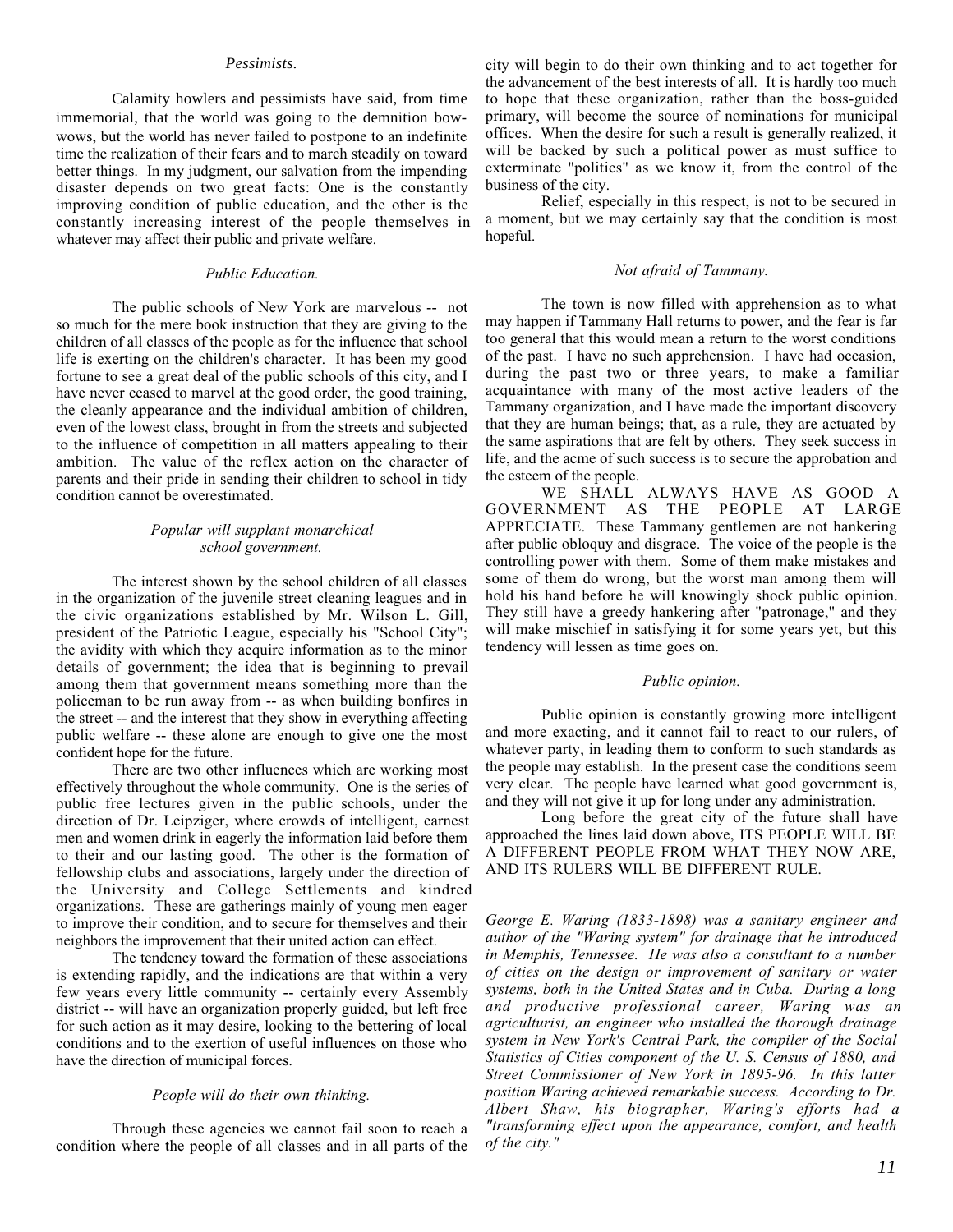*Pessimists.*

Calamity howlers and pessimists have said, from time immemorial, that the world was going to the demnition bow-wows, but the world has never failed to postpone to an indefinite time the realization of their fears and to march steadily on toward better things. In my judgment, our salvation from the impending disaster depends on two great facts: One is the constantly improving condition of public education, and the other is the constantly increasing interest of the people themselves in whatever may affect their public and private welfare.

*Public Education.*

The public schools of New York are marvelous -- not so much for the mere book instruction that they are giving to the children of all classes of the people as for the influence that school life is exerting on the children's character. It has been my good fortune to see a great deal of the public schools of this city, and I have never ceased to marvel at the good order, the good training, the cleanly appearance and the individual ambition of children, even of the lowest class, brought in from the streets and subjected to the influence of competition in all matters appealing to their ambition. The value of the reflex action on the character of parents and their pride in sending their children to school in tidy condition cannot be overestimated.

*Popular will supplant monarchical school government.*

The interest shown by the school children of all classes in the organization of the juvenile street cleaning leagues and in the civic organizations established by Mr. Wilson L. Gill, president of the Patriotic League, especially his "School City"; the avidity with which they acquire information as to the minor details of government; the idea that is beginning to prevail among them that government means something more than the policeman to be run away from -- as when building bonfires in the street -- and the interest that they show in everything affecting public welfare -- these alone are enough to give one the most confident hope for the future.

There are two other influences which are working most effectively throughout the whole community. One is the series of public free lectures given in the public schools, under the direction of Dr. Leipziger, where crowds of intelligent, earnest men and women drink in eagerly the information laid before them to their and our lasting good. The other is the formation of fellowship clubs and associations, largely under the direction of the University and College Settlements and kindred organizations. These are gatherings mainly of young men eager to improve their condition, and to secure for themselves and their neighbors the improvement that their united action can effect.

The tendency toward the formation of these associations is extending rapidly, and the indications are that within a very few years every little community -- certainly every Assembly district -- will have an organization properly guided, but left free for such action as it may desire, looking to the bettering of local conditions and to the exertion of useful influences on those who have the direction of municipal forces.

*People will do their own thinking.*

Through these agencies we cannot fail soon to reach a condition where the people of all classes and in all parts of the city will begin to do their own thinking and to act together for the advancement of the best interests of all. It is hardly too much to hope that these organization, rather than the boss-guided primary, will become the source of nominations for municipal offices. When the desire for such a result is generally realized, it will be backed by such a political power as must suffice to exterminate "politics" as we know it, from the control of the business of the city.

Relief, especially in this respect, is not to be secured in a moment, but we may certainly say that the condition is most hopeful.

*Not afraid of Tammany.*

The town is now filled with apprehension as to what may happen if Tammany Hall returns to power, and the fear is far too general that this would mean a return to the worst conditions of the past. I have no such apprehension. I have had occasion, during the past two or three years, to make a familiar acquaintance with many of the most active leaders of the Tammany organization, and I have made the important discovery that they are human beings; that, as a rule, they are actuated by the same aspirations that are felt by others. They seek success in life, and the acme of such success is to secure the approbation and the esteem of the people.

WE SHALL ALWAYS HAVE AS GOOD A GOVERNMENT AS THE PEOPLE AT LARGE APPRECIATE. These Tammany gentlemen are not hankering after public obloquy and disgrace. The voice of the people is the controlling power with them. Some of them make mistakes and some of them do wrong, but the worst man among them will hold his hand before he will knowingly shock public opinion. They still have a greedy hankering after "patronage," and they will make mischief in satisfying it for some years yet, but this tendency will lessen as time goes on.

*Public opinion.*

Public opinion is constantly growing more intelligent and more exacting, and it cannot fail to react to our rulers, of whatever party, in leading them to conform to such standards as the people may establish. In the present case the conditions seem very clear. The people have learned what good government is, and they will not give it up for long under any administration.

Long before the great city of the future shall have approached the lines laid down above, ITS PEOPLE WILL BE A DIFFERENT PEOPLE FROM WHAT THEY NOW ARE, AND ITS RULERS WILL BE DIFFERENT RULE.

*George E. Waring (1833-1898) was a sanitary engineer and author of the "Waring system" for drainage that he introduced in Memphis, Tennessee. He was also a consultant to a number of cities on the design or improvement of sanitary or water systems, both in the United States and in Cuba. During a long and productive professional career, Waring was an agriculturist, an engineer who installed the thorough drainage system in New York's Central Park, the compiler of the Social Statistics of Cities component of the U. S. Census of 1880, and Street Commissioner of New York in 1895-96. In this latter position Waring achieved remarkable success. According to Dr. Albert Shaw, his biographer, Waring's efforts had a "transforming effect upon the appearance, comfort, and health of the city."*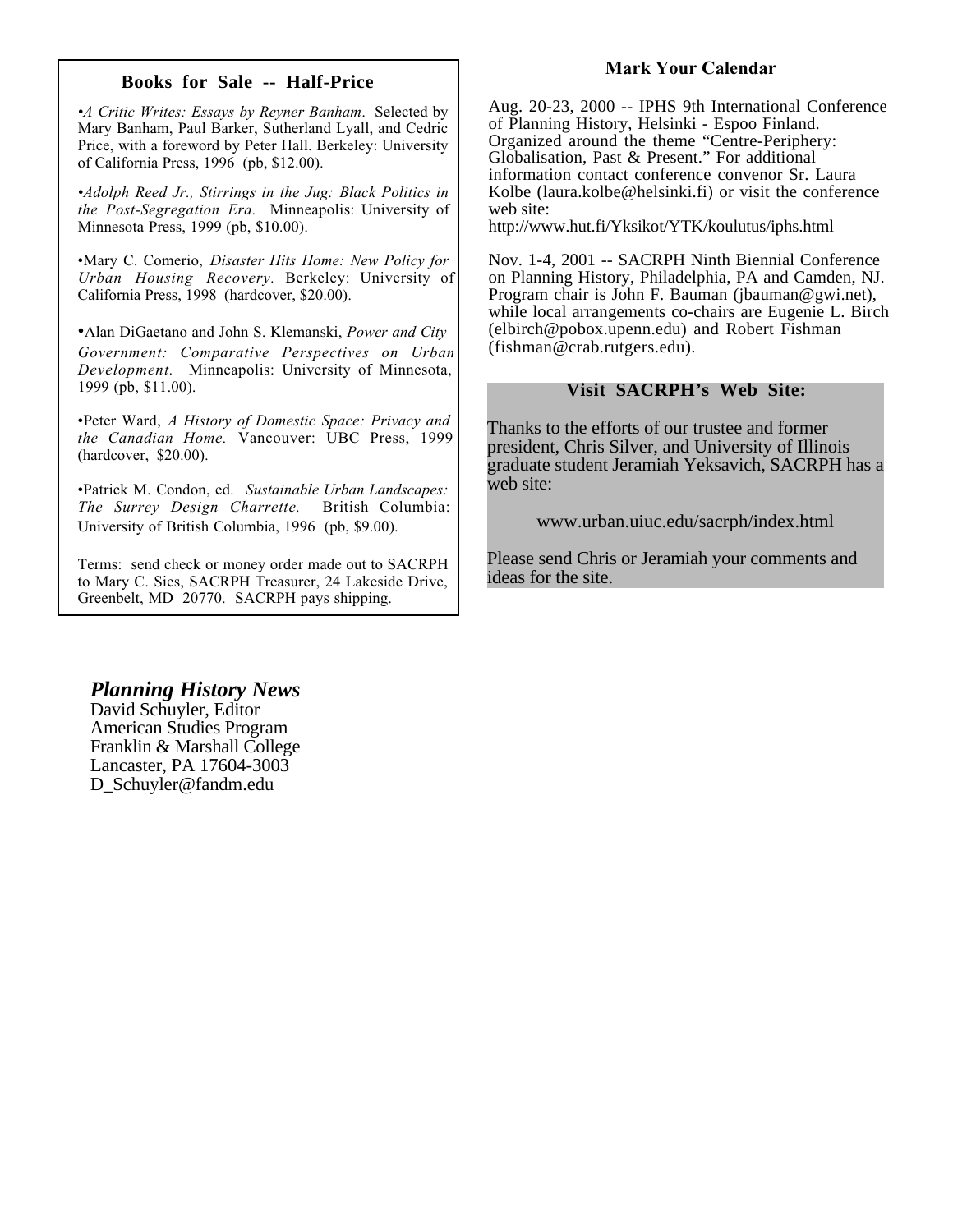## Books for Sale -- Half-Price

•*A Critic Writes: Essays by Reyner Banham*. Selected by Mary Banham, Paul Barker, Sutherland Lyall, and Cedric Price, with a foreword by Peter Hall. Berkeley: University of California Press, 1996 (pb, $12.00).

•*Adolph Reed Jr., Stirrings in the Jug: Black Politics in the Post-Segregation Era.* Minneapolis: University of Minnesota Press, 1999 (pb, $10.00).

•Mary C. Comerio, *Disaster Hits Home: New Policy for Urban Housing Recovery.* Berkeley: University of California Press, 1998 (hardcover, $20.00).

•Alan DiGaetano and John S. Klemanski, *Power and City Government: Comparative Perspectives on Urban Development.* Minneapolis: University of Minnesota, 1999 (pb, $11.00).

•Peter Ward, *A History of Domestic Space: Privacy and the Canadian Home.* Vancouver: UBC Press, 1999 (hardcover, $20.00).

•Patrick M. Condon, ed. *Sustainable Urban Landscapes: The Surrey Design Charrette.* British Columbia: University of British Columbia, 1996 (pb, $9.00).

Terms: send check or money order made out to SACRPH to Mary C. Sies, SACRPH Treasurer, 24 Lakeside Drive, Greenbelt, MD 20770. SACRPH pays shipping.

## Mark Your Calendar

Aug. 20-23, 2000 -- IPHS 9th International Conference of Planning History, Helsinki - Espoo Finland. Organized around the theme "Centre-Periphery: Globalisation, Past & Present." For additional information contact conference convenor Sr. Laura Kolbe (laura.kolbe@helsinki.fi) or visit the conference web site:
http://www.hut.fi/Yksikot/YTK/koulutus/iphs.html

Nov. 1-4, 2001 -- SACRPH Ninth Biennial Conference on Planning History, Philadelphia, PA and Camden, NJ. Program chair is John F. Bauman (jbauman@gwi.net), while local arrangements co-chairs are Eugenie L. Birch (elbirch@pobox.upenn.edu) and Robert Fishman (fishman@crab.rutgers.edu).

## Visit SACRPH's Web Site:

Thanks to the efforts of our trustee and former president, Chris Silver, and University of Illinois graduate student Jeramiah Yeksavich, SACRPH has a web site:

www.urban.uiuc.edu/sacrph/index.html

Please send Chris or Jeramiah your comments and ideas for the site.

***Planning History News***
David Schuyler, Editor
American Studies Program
Franklin & Marshall College
Lancaster, PA 17604-3003
D_Schuyler@fandm.edu